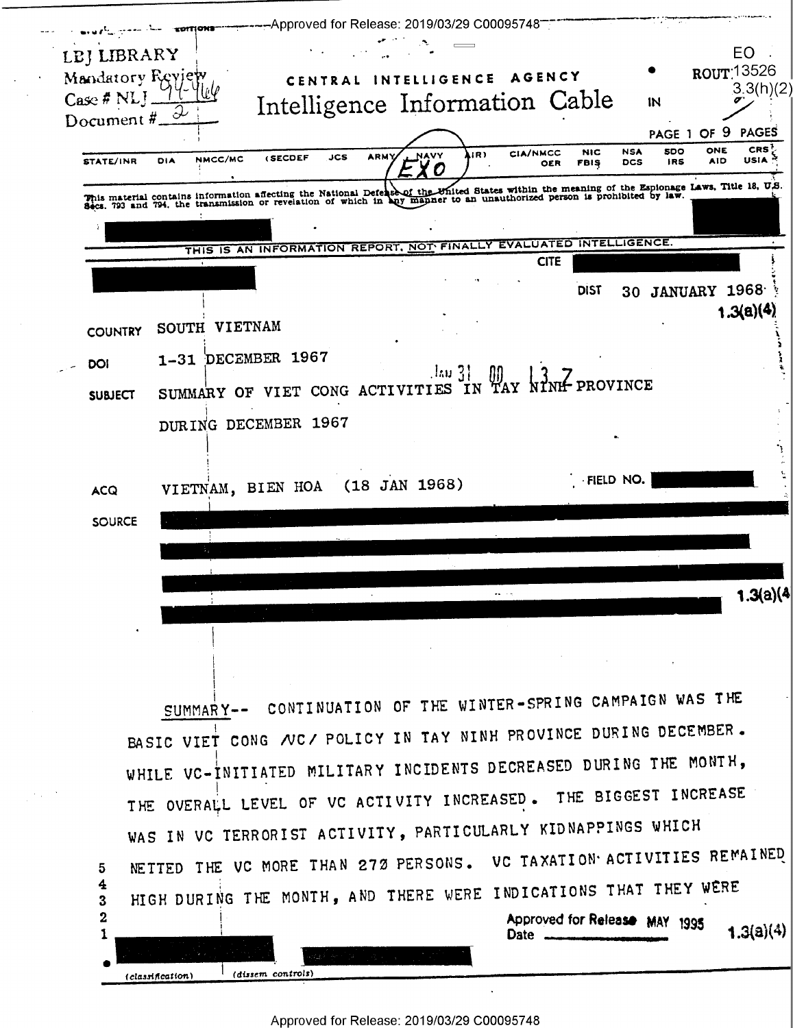Approved for Release: 2019/03/29 C00095748

LBJ LIBRARY
Mandatory Review
Case # NLJ 94-466
Document # 2

EO
ROUT 13526
3.3(h)(2)

CENTRAL INTELLIGENCE AGENCY

# Intelligence Information Cable

IN

PAGE 1 OF 9 PAGES

STATE/INR DIA NMCC/MC (SECDEF JCS ARMY NAVY AIR) CIA/NMCC OER NIC FBIS NSA DCS SDO IRS ONE AID CRS USIA

EXO

This material contains information affecting the National Defense of the United States within the meaning of the Espionage Laws, Title 18, U.S. Secs. 793 and 794, the transmission or revelation of which in any manner to an unauthorized person is prohibited by law.

THIS IS AN INFORMATION REPORT, NOT FINALLY EVALUATED INTELLIGENCE.

CITE

DIST 30 JANUARY 1968

1.3(a)(4)

COUNTRY SOUTH VIETNAM

DOI 1-31 DECEMBER 1967

Jan 31 00 13 Z

SUBJECT SUMMARY OF VIET CONG ACTIVITIES IN TAY NINH PROVINCE DURING DECEMBER 1967

ACQ VIETNAM, BIEN HOA (18 JAN 1968)

FIELD NO.

SOURCE

1.3(a)(4)

SUMMARY-- CONTINUATION OF THE WINTER-SPRING CAMPAIGN WAS THE BASIC VIET CONG /VC/ POLICY IN TAY NINH PROVINCE DURING DECEMBER. WHILE VC-INITIATED MILITARY INCIDENTS DECREASED DURING THE MONTH, THE OVERALL LEVEL OF VC ACTIVITY INCREASED. THE BIGGEST INCREASE WAS IN VC TERRORIST ACTIVITY, PARTICULARLY KIDNAPPINGS WHICH NETTED THE VC MORE THAN 270 PERSONS. VC TAXATION ACTIVITIES REMAINED HIGH DURING THE MONTH, AND THERE WERE INDICATIONS THAT THEY WERE

Approved for Release MAY 1995
Date

1.3(a)(4)

(classification) (dissem controls)

Approved for Release: 2019/03/29 C00095748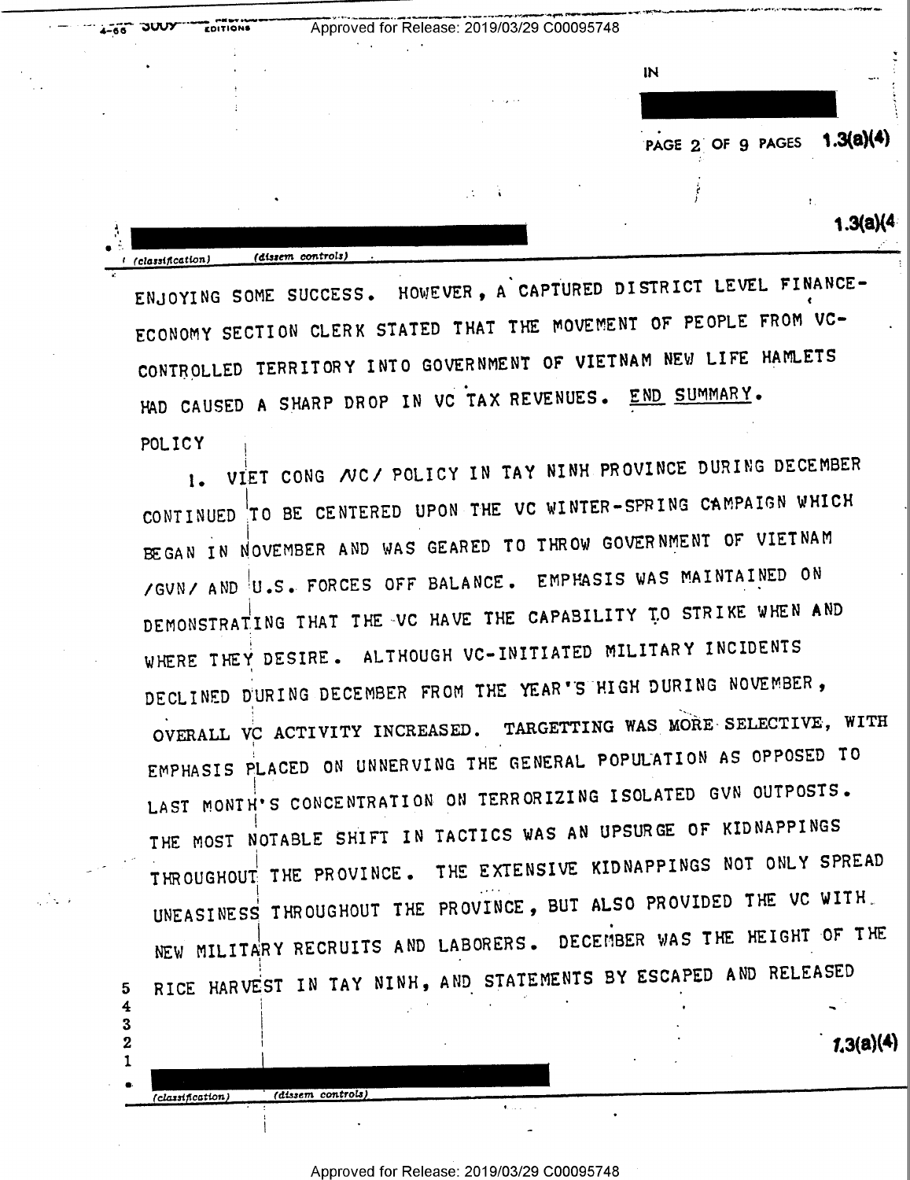ENJOYING SOME SUCCESS. HOWEVER, A CAPTURED DISTRICT LEVEL FINANCE-ECONOMY SECTION CLERK STATED THAT THE MOVEMENT OF PEOPLE FROM VC-CONTROLLED TERRITORY INTO GOVERNMENT OF VIETNAM NEW LIFE HAMLETS HAD CAUSED A SHARP DROP IN VC TAX REVENUES. END SUMMARY.

POLICY

1. VIET CONG /VC/ POLICY IN TAY NINH PROVINCE DURING DECEMBER CONTINUED TO BE CENTERED UPON THE VC WINTER-SPRING CAMPAIGN WHICH BEGAN IN NOVEMBER AND WAS GEARED TO THROW GOVERNMENT OF VIETNAM /GVN/ AND U.S. FORCES OFF BALANCE. EMPHASIS WAS MAINTAINED ON DEMONSTRATING THAT THE VC HAVE THE CAPABILITY TO STRIKE WHEN AND WHERE THEY DESIRE. ALTHOUGH VC-INITIATED MILITARY INCIDENTS DECLINED DURING DECEMBER FROM THE YEAR'S HIGH DURING NOVEMBER, OVERALL VC ACTIVITY INCREASED. TARGETTING WAS MORE SELECTIVE, WITH EMPHASIS PLACED ON UNNERVING THE GENERAL POPULATION AS OPPOSED TO LAST MONTH'S CONCENTRATION ON TERRORIZING ISOLATED GVN OUTPOSTS. THE MOST NOTABLE SHIFT IN TACTICS WAS AN UPSURGE OF KIDNAPPINGS THROUGHOUT THE PROVINCE. THE EXTENSIVE KIDNAPPINGS NOT ONLY SPREAD UNEASINESS THROUGHOUT THE PROVINCE, BUT ALSO PROVIDED THE VC WITH NEW MILITARY RECRUITS AND LABORERS. DECEMBER WAS THE HEIGHT OF THE RICE HARVEST IN TAY NINH, AND STATEMENTS BY ESCAPED AND RELEASED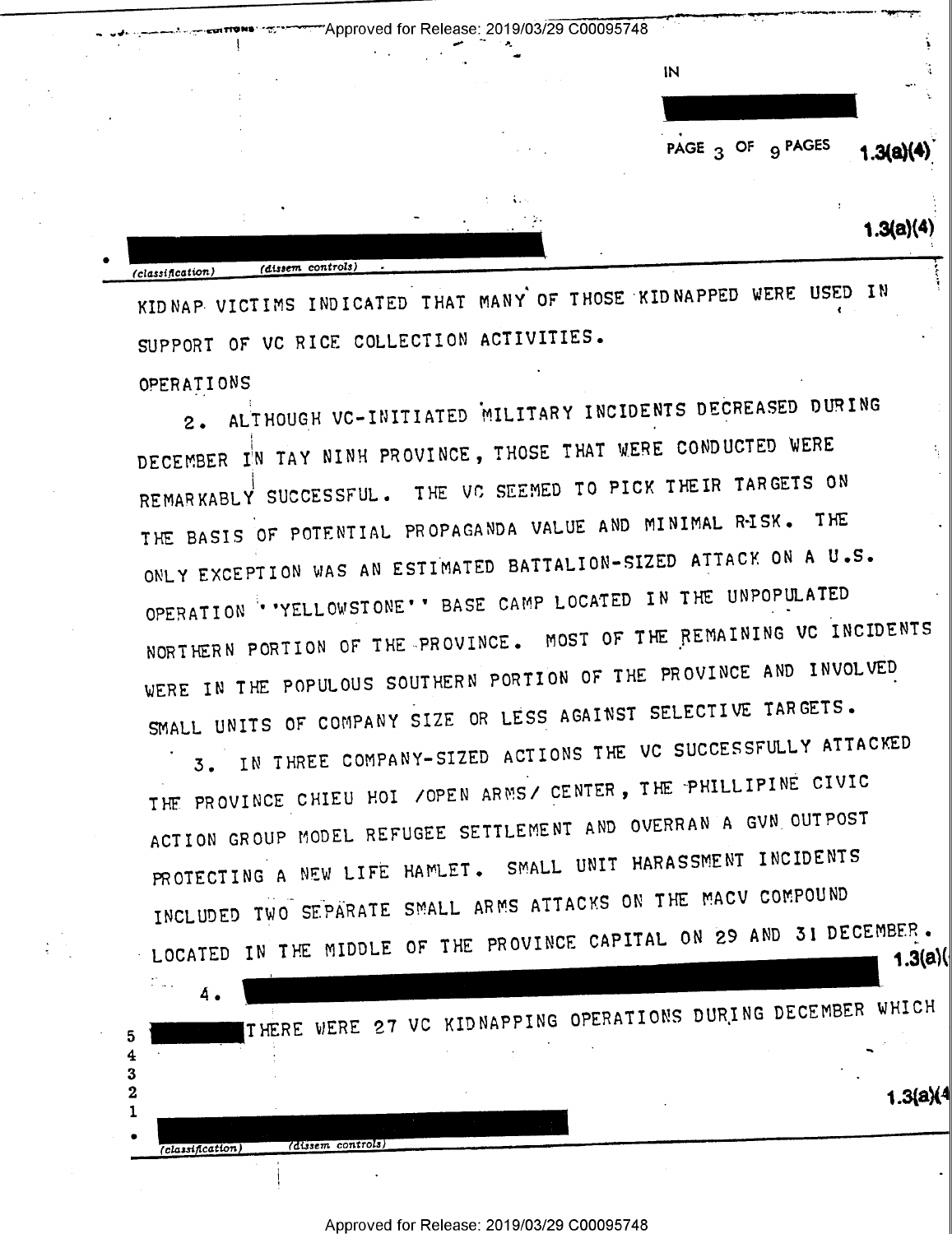KIDNAP VICTIMS INDICATED THAT MANY OF THOSE KIDNAPPED WERE USED IN SUPPORT OF VC RICE COLLECTION ACTIVITIES.

OPERATIONS

2. ALTHOUGH VC-INITIATED MILITARY INCIDENTS DECREASED DURING DECEMBER IN TAY NINH PROVINCE, THOSE THAT WERE CONDUCTED WERE REMARKABLY SUCCESSFUL. THE VC SEEMED TO PICK THEIR TARGETS ON THE BASIS OF POTENTIAL PROPAGANDA VALUE AND MINIMAL RISK. THE ONLY EXCEPTION WAS AN ESTIMATED BATTALION-SIZED ATTACK ON A U.S. OPERATION ''YELLOWSTONE'' BASE CAMP LOCATED IN THE UNPOPULATED NORTHERN PORTION OF THE PROVINCE. MOST OF THE REMAINING VC INCIDENTS WERE IN THE POPULOUS SOUTHERN PORTION OF THE PROVINCE AND INVOLVED SMALL UNITS OF COMPANY SIZE OR LESS AGAINST SELECTIVE TARGETS.

3. IN THREE COMPANY-SIZED ACTIONS THE VC SUCCESSFULLY ATTACKED THE PROVINCE CHIEU HOI /OPEN ARMS/ CENTER, THE PHILLIPINE CIVIC ACTION GROUP MODEL REFUGEE SETTLEMENT AND OVERRAN A GVN OUTPOST PROTECTING A NEW LIFE HAMLET. SMALL UNIT HARASSMENT INCIDENTS INCLUDED TWO SEPARATE SMALL ARMS ATTACKS ON THE MACV COMPOUND LOCATED IN THE MIDDLE OF THE PROVINCE CAPITAL ON 29 AND 31 DECEMBER.

4. [REDACTED] THERE WERE 27 VC KIDNAPPING OPERATIONS DURING DECEMBER WHICH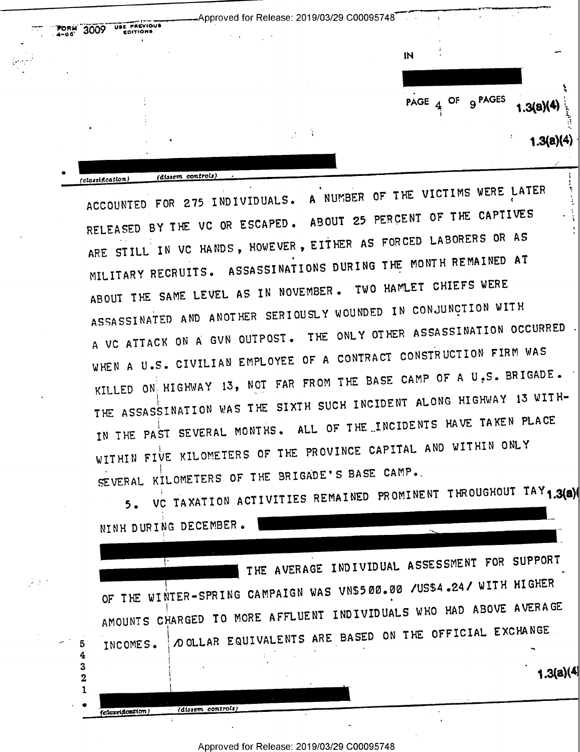ACCOUNTED FOR 275 INDIVIDUALS. A NUMBER OF THE VICTIMS WERE LATER RELEASED BY THE VC OR ESCAPED. ABOUT 25 PERCENT OF THE CAPTIVES ARE STILL IN VC HANDS, HOWEVER, EITHER AS FORCED LABORERS OR AS MILITARY RECRUITS. ASSASSINATIONS DURING THE MONTH REMAINED AT ABOUT THE SAME LEVEL AS IN NOVEMBER. TWO HAMLET CHIEFS WERE ASSASSINATED AND ANOTHER SERIOUSLY WOUNDED IN CONJUNCTION WITH A VC ATTACK ON A GVN OUTPOST. THE ONLY OTHER ASSASSINATION OCCURRED WHEN A U.S. CIVILIAN EMPLOYEE OF A CONTRACT CONSTRUCTION FIRM WAS KILLED ON HIGHWAY 13, NOT FAR FROM THE BASE CAMP OF A U.S. BRIGADE. THE ASSASSINATION WAS THE SIXTH SUCH INCIDENT ALONG HIGHWAY 13 WITHIN THE PAST SEVERAL MONTHS. ALL OF THE INCIDENTS HAVE TAKEN PLACE WITHIN FIVE KILOMETERS OF THE PROVINCE CAPITAL AND WITHIN ONLY SEVERAL KILOMETERS OF THE BRIGADE'S BASE CAMP.

5. VC TAXATION ACTIVITIES REMAINED PROMINENT THROUGHOUT TAY NINH DURING DECEMBER. THE AVERAGE INDIVIDUAL ASSESSMENT FOR SUPPORT OF THE WINTER-SPRING CAMPAIGN WAS VN$500.00 /US$4.24/ WITH HIGHER AMOUNTS CHARGED TO MORE AFFLUENT INDIVIDUALS WHO HAD ABOVE AVERAGE INCOMES. /DOLLAR EQUIVALENTS ARE BASED ON THE OFFICIAL EXCHANGE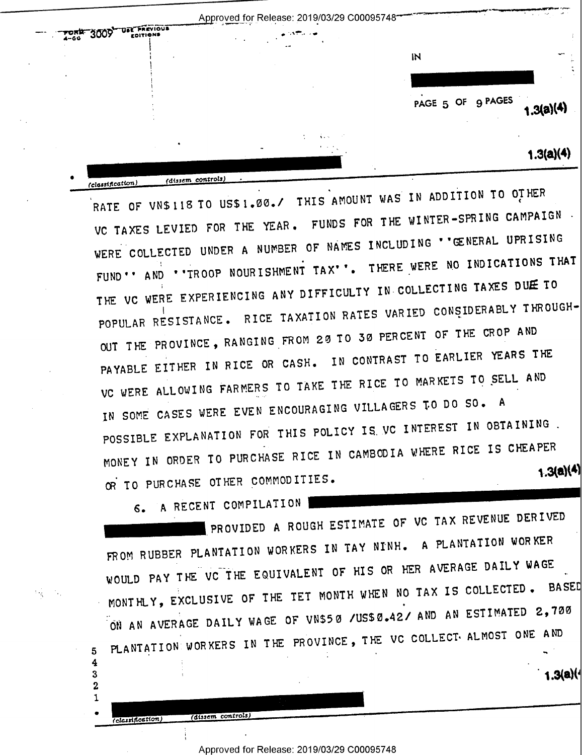RATE OF VN$118 TO US$1.00./ THIS AMOUNT WAS IN ADDITION TO OTHER VC TAXES LEVIED FOR THE YEAR. FUNDS FOR THE WINTER-SPRING CAMPAIGN WERE COLLECTED UNDER A NUMBER OF NAMES INCLUDING ''GENERAL UPRISING FUND'' AND ''TROOP NOURISHMENT TAX''. THERE WERE NO INDICATIONS THAT THE VC WERE EXPERIENCING ANY DIFFICULTY IN COLLECTING TAXES DUE TO POPULAR RESISTANCE. RICE TAXATION RATES VARIED CONSIDERABLY THROUGHOUT THE PROVINCE, RANGING FROM 20 TO 30 PERCENT OF THE CROP AND PAYABLE EITHER IN RICE OR CASH. IN CONTRAST TO EARLIER YEARS THE VC WERE ALLOWING FARMERS TO TAKE THE RICE TO MARKETS TO SELL AND IN SOME CASES WERE EVEN ENCOURAGING VILLAGERS TO DO SO. A POSSIBLE EXPLANATION FOR THIS POLICY IS VC INTEREST IN OBTAINING MONEY IN ORDER TO PURCHASE RICE IN CAMBODIA WHERE RICE IS CHEAPER OR TO PURCHASE OTHER COMMODITIES.

1.3(a)(4)

6. A RECENT COMPILATION [REDACTED] PROVIDED A ROUGH ESTIMATE OF VC TAX REVENUE DERIVED FROM RUBBER PLANTATION WORKERS IN TAY NINH. A PLANTATION WORKER WOULD PAY THE VC THE EQUIVALENT OF HIS OR HER AVERAGE DAILY WAGE MONTHLY, EXCLUSIVE OF THE TET MONTH WHEN NO TAX IS COLLECTED. BASED ON AN AVERAGE DAILY WAGE OF VN$50 /US$0.42/ AND AN ESTIMATED 2,700 PLANTATION WORKERS IN THE PROVINCE, THE VC COLLECT ALMOST ONE AND

1.3(a)(4)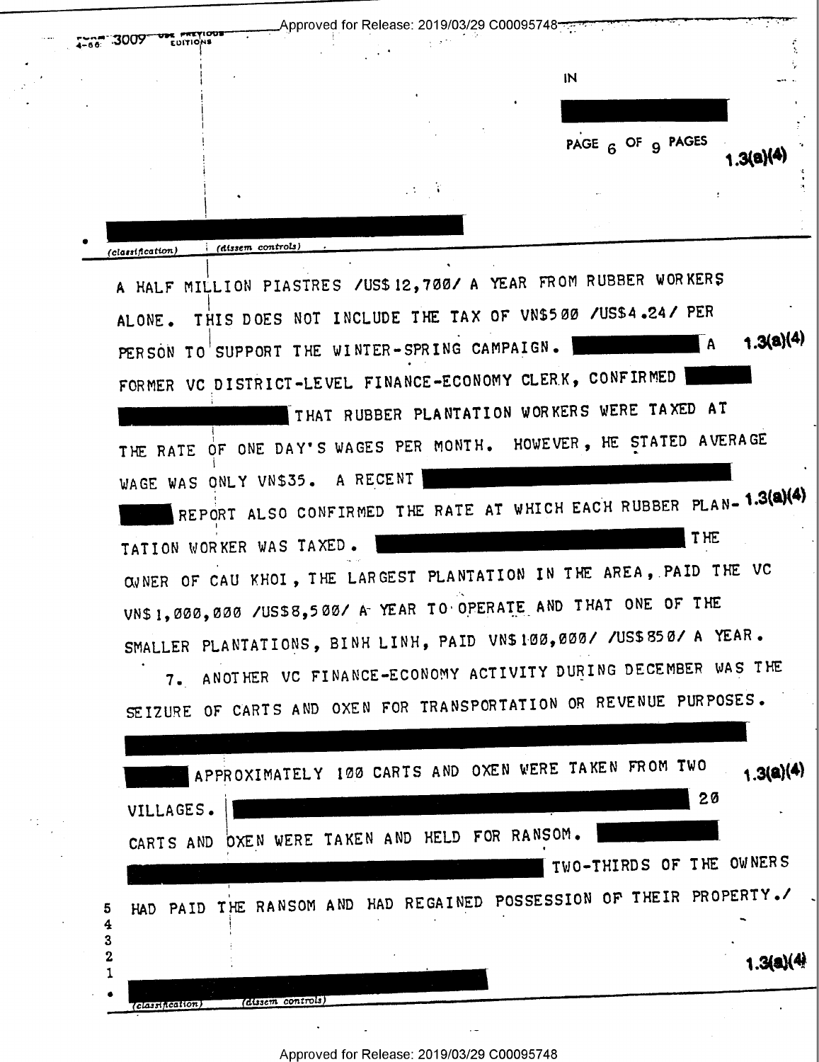A HALF MILLION PIASTRES /US$12,700/ A YEAR FROM RUBBER WORKERS ALONE. THIS DOES NOT INCLUDE THE TAX OF VN$500 /US$4.24/ PER PERSON TO SUPPORT THE WINTER-SPRING CAMPAIGN. [REDACTED] A FORMER VC DISTRICT-LEVEL FINANCE-ECONOMY CLERK, CONFIRMED [REDACTED] THAT RUBBER PLANTATION WORKERS WERE TAXED AT THE RATE OF ONE DAY'S WAGES PER MONTH. HOWEVER, HE STATED AVERAGE WAGE WAS ONLY VN$35. A RECENT [REDACTED] REPORT ALSO CONFIRMED THE RATE AT WHICH EACH RUBBER PLANTATION WORKER WAS TAXED. [REDACTED] THE OWNER OF CAU KHOI, THE LARGEST PLANTATION IN THE AREA, PAID THE VC VN$1,000,000 /US$8,500/ A YEAR TO OPERATE AND THAT ONE OF THE SMALLER PLANTATIONS, BINH LINH, PAID VN$100,000/ /US$850/ A YEAR.

7. ANOTHER VC FINANCE-ECONOMY ACTIVITY DURING DECEMBER WAS THE SEIZURE OF CARTS AND OXEN FOR TRANSPORTATION OR REVENUE PURPOSES. [REDACTED] APPROXIMATELY 100 CARTS AND OXEN WERE TAKEN FROM TWO VILLAGES. [REDACTED] 20 CARTS AND OXEN WERE TAKEN AND HELD FOR RANSOM. [REDACTED] TWO-THIRDS OF THE OWNERS HAD PAID THE RANSOM AND HAD REGAINED POSSESSION OF THEIR PROPERTY./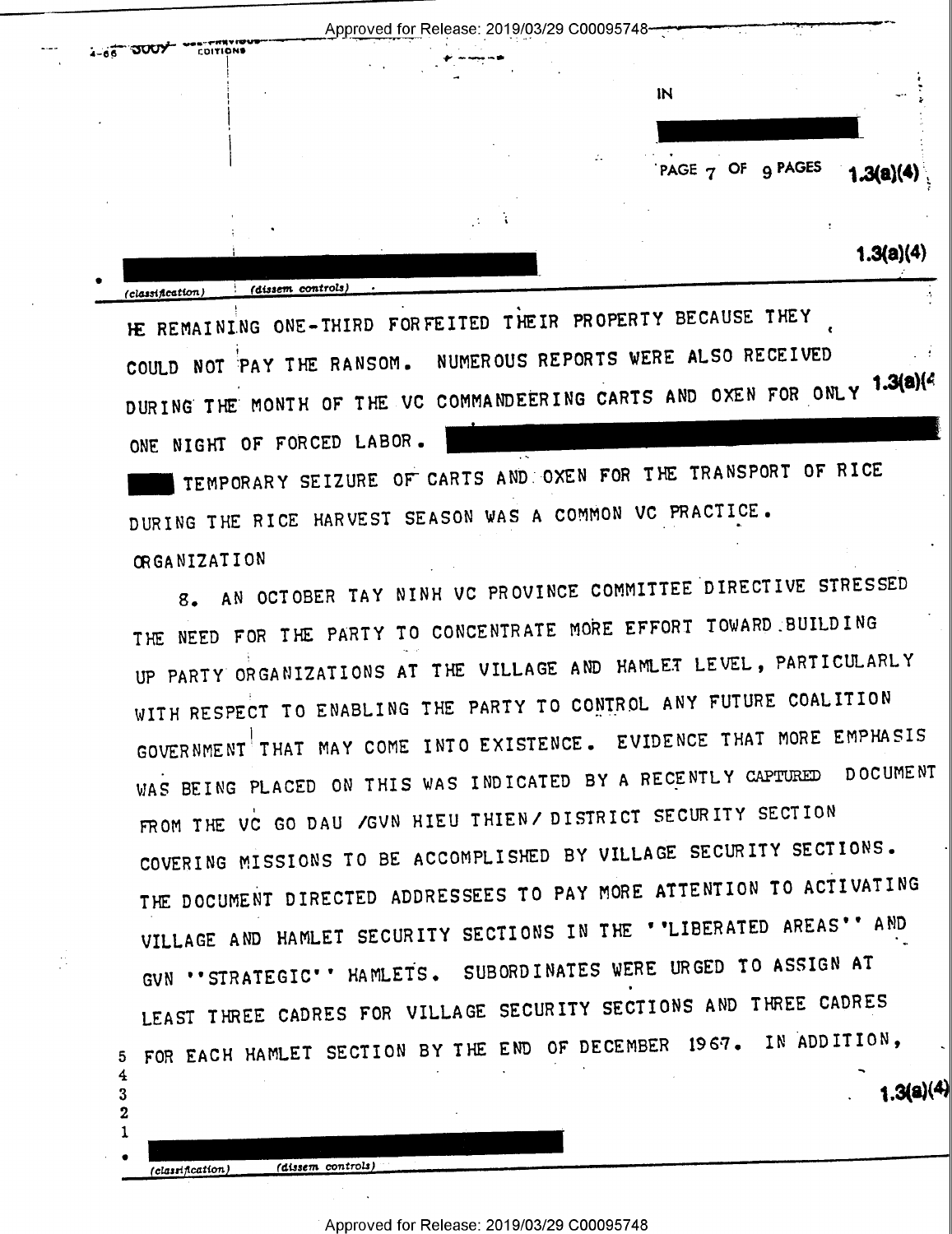HE REMAINING ONE-THIRD FORFEITED THEIR PROPERTY BECAUSE THEY COULD NOT PAY THE RANSOM. NUMEROUS REPORTS WERE ALSO RECEIVED DURING THE MONTH OF THE VC COMMANDEERING CARTS AND OXEN FOR ONLY ONE NIGHT OF FORCED LABOR. ██████ TEMPORARY SEIZURE OF CARTS AND OXEN FOR THE TRANSPORT OF RICE DURING THE RICE HARVEST SEASON WAS A COMMON VC PRACTICE.

ORGANIZATION

8. AN OCTOBER TAY NINH VC PROVINCE COMMITTEE DIRECTIVE STRESSED THE NEED FOR THE PARTY TO CONCENTRATE MORE EFFORT TOWARD BUILDING UP PARTY ORGANIZATIONS AT THE VILLAGE AND HAMLET LEVEL, PARTICULARLY WITH RESPECT TO ENABLING THE PARTY TO CONTROL ANY FUTURE COALITION GOVERNMENT THAT MAY COME INTO EXISTENCE. EVIDENCE THAT MORE EMPHASIS WAS BEING PLACED ON THIS WAS INDICATED BY A RECENTLY CAPTURED DOCUMENT FROM THE VC GO DAU /GVN HIEU THIEN/ DISTRICT SECURITY SECTION COVERING MISSIONS TO BE ACCOMPLISHED BY VILLAGE SECURITY SECTIONS. THE DOCUMENT DIRECTED ADDRESSEES TO PAY MORE ATTENTION TO ACTIVATING VILLAGE AND HAMLET SECURITY SECTIONS IN THE ''LIBERATED AREAS'' AND GVN ''STRATEGIC'' HAMLETS. SUBORDINATES WERE URGED TO ASSIGN AT LEAST THREE CADRES FOR VILLAGE SECURITY SECTIONS AND THREE CADRES FOR EACH HAMLET SECTION BY THE END OF DECEMBER 1967. IN ADDITION,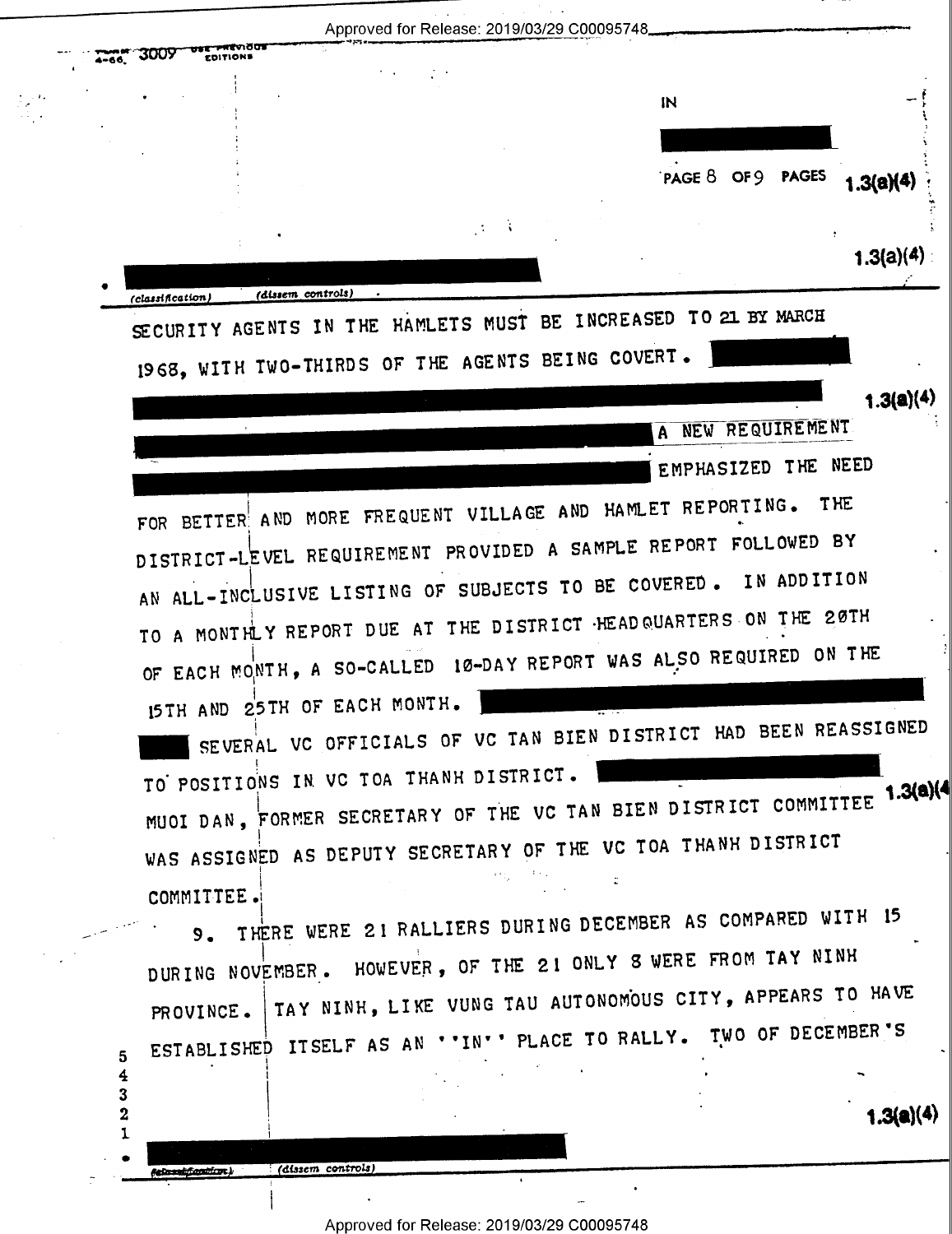SECURITY AGENTS IN THE HAMLETS MUST BE INCREASED TO 21 BY MARCH 1968, WITH TWO-THIRDS OF THE AGENTS BEING COVERT. A NEW REQUIREMENT EMPHASIZED THE NEED FOR BETTER AND MORE FREQUENT VILLAGE AND HAMLET REPORTING. THE DISTRICT-LEVEL REQUIREMENT PROVIDED A SAMPLE REPORT FOLLOWED BY AN ALL-INCLUSIVE LISTING OF SUBJECTS TO BE COVERED. IN ADDITION TO A MONTHLY REPORT DUE AT THE DISTRICT HEADQUARTERS ON THE 20TH OF EACH MONTH, A SO-CALLED 10-DAY REPORT WAS ALSO REQUIRED ON THE 15TH AND 25TH OF EACH MONTH. SEVERAL VC OFFICIALS OF VC TAN BIEN DISTRICT HAD BEEN REASSIGNED TO POSITIONS IN VC TOA THANH DISTRICT. MUOI DAN, FORMER SECRETARY OF THE VC TAN BIEN DISTRICT COMMITTEE WAS ASSIGNED AS DEPUTY SECRETARY OF THE VC TOA THANH DISTRICT COMMITTEE.

9. THERE WERE 21 RALLIERS DURING DECEMBER AS COMPARED WITH 15 DURING NOVEMBER. HOWEVER, OF THE 21 ONLY 8 WERE FROM TAY NINH PROVINCE. TAY NINH, LIKE VUNG TAU AUTONOMOUS CITY, APPEARS TO HAVE ESTABLISHED ITSELF AS AN ''IN'' PLACE TO RALLY. TWO OF DECEMBER'S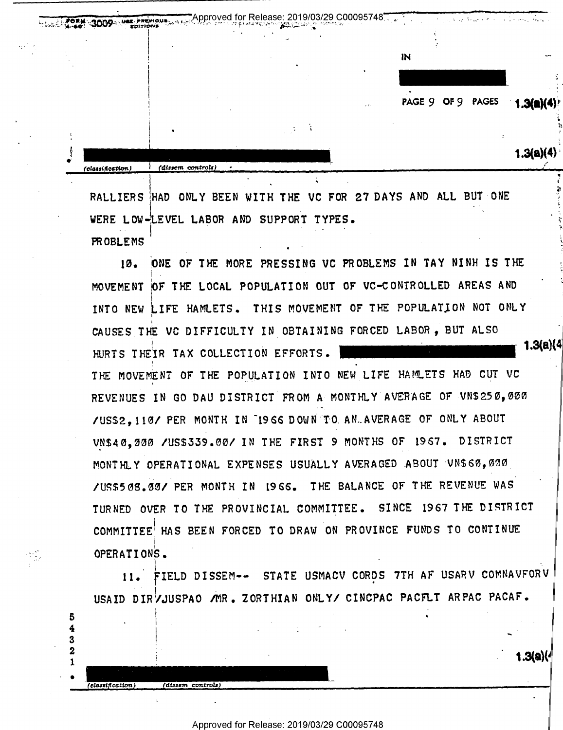RALLIERS HAD ONLY BEEN WITH THE VC FOR 27 DAYS AND ALL BUT ONE WERE LOW-LEVEL LABOR AND SUPPORT TYPES.

PROBLEMS

10. ONE OF THE MORE PRESSING VC PROBLEMS IN TAY NINH IS THE MOVEMENT OF THE LOCAL POPULATION OUT OF VC-CONTROLLED AREAS AND INTO NEW LIFE HAMLETS. THIS MOVEMENT OF THE POPULATION NOT ONLY CAUSES THE VC DIFFICULTY IN OBTAINING FORCED LABOR, BUT ALSO HURTS THEIR TAX COLLECTION EFFORTS. 1.3(a)(4) THE MOVEMENT OF THE POPULATION INTO NEW LIFE HAMLETS HAD CUT VC REVENUES IN GO DAU DISTRICT FROM A MONTHLY AVERAGE OF VN$250,000 /US$2,110/ PER MONTH IN 1966 DOWN TO AN AVERAGE OF ONLY ABOUT VN$40,000 /US$339.00/ IN THE FIRST 9 MONTHS OF 1967. DISTRICT MONTHLY OPERATIONAL EXPENSES USUALLY AVERAGED ABOUT VN$60,000 /US$508.00/ PER MONTH IN 1966. THE BALANCE OF THE REVENUE WAS TURNED OVER TO THE PROVINCIAL COMMITTEE. SINCE 1967 THE DISTRICT COMMITTEE HAS BEEN FORCED TO DRAW ON PROVINCE FUNDS TO CONTINUE OPERATIONS.

11. FIELD DISSEM-- STATE USMACV CORDS 7TH AF USARV COMNAVFORV USAID DIR/JUSPAO /MR. ZORTHIAN ONLY/ CINCPAC PACFLT ARPAC PACAF.